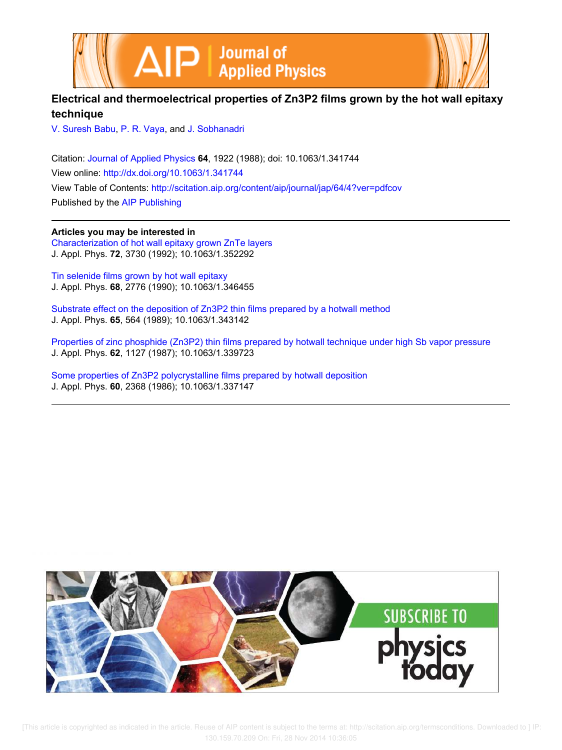# Electrical and thermoelectrical properties of $Zn_3P_2$ films grown by the hot wall epitaxy technique

V. Suresh Babu, P. R. Vaya, and J. Sobhanadri

Citation: Journal of Applied Physics **64**, 1922 (1988); doi: 10.1063/1.341744

View online: http://dx.doi.org/10.1063/1.341744

View Table of Contents: http://scitation.aip.org/content/aip/journal/jap/64/4?ver=pdfcov

Published by the AIP Publishing

**Articles you may be interested in**

Characterization of hot wall epitaxy grown ZnTe layers
J. Appl. Phys. **72**, 3730 (1992); 10.1063/1.352292

Tin selenide films grown by hot wall epitaxy
J. Appl. Phys. **68**, 2776 (1990); 10.1063/1.346455

Substrate effect on the deposition of $Zn_3P_2$ thin films prepared by a hotwall method
J. Appl. Phys. **65**, 564 (1989); 10.1063/1.343142

Properties of zinc phosphide ($Zn_3P_2$) thin films prepared by hotwall technique under high Sb vapor pressure
J. Appl. Phys. **62**, 1127 (1987); 10.1063/1.339723

Some properties of $Zn_3P_2$ polycrystalline films prepared by hotwall deposition
J. Appl. Phys. **60**, 2368 (1986); 10.1063/1.337147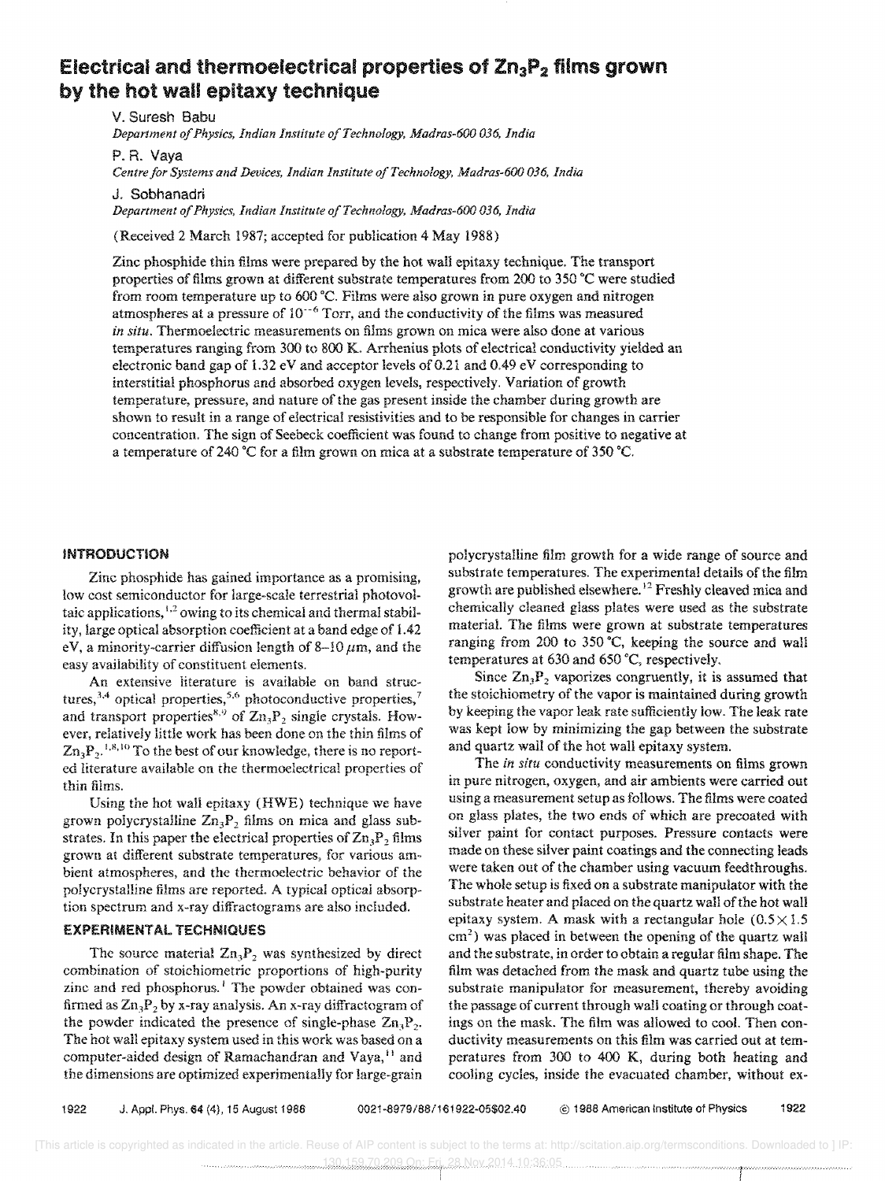# Electrical and thermoelectrical properties of $Zn_3P_2$ films grown by the hot wall epitaxy technique

V. Suresh Babu

*Department of Physics, Indian Institute of Technology, Madras-600 036, India*

P. R. Vaya

*Centre for Systems and Devices, Indian Institute of Technology, Madras-600 036, India*

J. Sobhanadri

*Department of Physics, Indian Institute of Technology, Madras-600 036, India*

(Received 2 March 1987; accepted for publication 4 May 1988)

Zinc phosphide thin films were prepared by the hot wall epitaxy technique. The transport properties of films grown at different substrate temperatures from 200 to 350 °C were studied from room temperature up to 600 °C. Films were also grown in pure oxygen and nitrogen atmospheres at a pressure of $10^{-6}$ Torr, and the conductivity of the films was measured *in situ*. Thermoelectric measurements on films grown on mica were also done at various temperatures ranging from 300 to 800 K. Arrhenius plots of electrical conductivity yielded an electronic band gap of 1.32 eV and acceptor levels of 0.21 and 0.49 eV corresponding to interstitial phosphorus and absorbed oxygen levels, respectively. Variation of growth temperature, pressure, and nature of the gas present inside the chamber during growth are shown to result in a range of electrical resistivities and to be responsible for changes in carrier concentration. The sign of Seebeck coefficient was found to change from positive to negative at a temperature of 240 °C for a film grown on mica at a substrate temperature of 350 °C.

## INTRODUCTION

Zinc phosphide has gained importance as a promising, low cost semiconductor for large-scale terrestrial photovoltaic applications,[1,2] owing to its chemical and thermal stability, large optical absorption coefficient at a band edge of 1.42 eV, a minority-carrier diffusion length of 8–10 $\mu$m, and the easy availability of constituent elements.

An extensive literature is available on band structures,[3,4] optical properties,[5,6] photoconductive properties,[7] and transport properties[8,9] of $Zn_3P_2$ single crystals. However, relatively little work has been done on the thin films of $Zn_3P_2$.[1,8,10] To the best of our knowledge, there is no reported literature available on the thermoelectrical properties of thin films.

Using the hot wall epitaxy (HWE) technique we have grown polycrystalline $Zn_3P_2$ films on mica and glass substrates. In this paper the electrical properties of $Zn_3P_2$ films grown at different substrate temperatures, for various ambient atmospheres, and the thermoelectric behavior of the polycrystalline films are reported. A typical optical absorption spectrum and x-ray diffractograms are also included.

## EXPERIMENTAL TECHNIQUES

The source material $Zn_3P_2$ was synthesized by direct combination of stoichiometric proportions of high-purity zinc and red phosphorus.[1] The powder obtained was confirmed as $Zn_3P_2$ by x-ray analysis. An x-ray diffractogram of the powder indicated the presence of single-phase $Zn_3P_2$. The hot wall epitaxy system used in this work was based on a computer-aided design of Ramachandran and Vaya,[11] and the dimensions are optimized experimentally for large-grain polycrystalline film growth for a wide range of source and substrate temperatures. The experimental details of the film growth are published elsewhere.[12] Freshly cleaved mica and chemically cleaned glass plates were used as the substrate material. The films were grown at substrate temperatures ranging from 200 to 350 °C, keeping the source and wall temperatures at 630 and 650 °C, respectively.

Since $Zn_3P_2$ vaporizes congruently, it is assumed that the stoichiometry of the vapor is maintained during growth by keeping the vapor leak rate sufficiently low. The leak rate was kept low by minimizing the gap between the substrate and quartz wall of the hot wall epitaxy system.

The *in situ* conductivity measurements on films grown in pure nitrogen, oxygen, and air ambients were carried out using a measurement setup as follows. The films were coated on glass plates, the two ends of which are precoated with silver paint for contact purposes. Pressure contacts were made on these silver paint coatings and the connecting leads were taken out of the chamber using vacuum feedthroughs. The whole setup is fixed on a substrate manipulator with the substrate heater and placed on the quartz wall of the hot wall epitaxy system. A mask with a rectangular hole ($0.5\times1.5$ cm$^2$) was placed in between the opening of the quartz wall and the substrate, in order to obtain a regular film shape. The film was detached from the mask and quartz tube using the substrate manipulator for measurement, thereby avoiding the passage of current through wall coating or through coatings on the mask. The film was allowed to cool. Then conductivity measurements on this film was carried out at temperatures from 300 to 400 K, during both heating and cooling cycles, inside the evacuated chamber, without ex-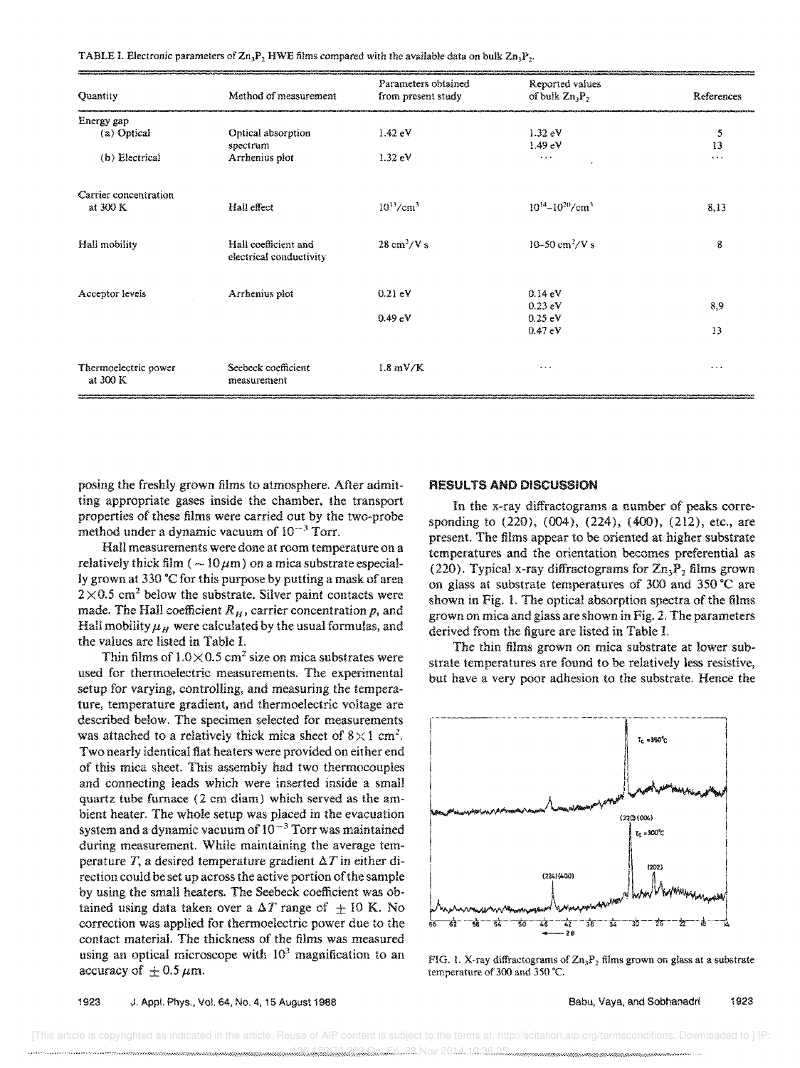TABLE I. Electronic parameters of $Zn_3P_2$ HWE films compared with the available data on bulk $Zn_3P_2$.

| Quantity | Method of measurement | Parameters obtained from present study | Reported values of bulk $Zn_3P_2$ | References |
|---|---|---|---|---|
| Energy gap | | | | |
| (a) Optical | Optical absorption spectrum | 1.42 eV | 1.32 eV | 5 |
| | | | 1.49 eV | 13 |
| (b) Electrical | Arrhenius plot | 1.32 eV | ... | ... |
| Carrier concentration at 300 K | Hall effect | $10^{13}$/cm$^3$ | $10^{14}$–$10^{20}$/cm$^3$ | 8,13 |
| Hall mobility | Hall coefficient and electrical conductivity | 28 cm$^2$/V s | 10–50 cm$^2$/V s | 8 |
| Acceptor levels | Arrhenius plot | 0.21 eV | 0.14 eV | |
| | | | 0.23 eV | 8,9 |
| | | 0.49 eV | 0.25 eV | |
| | | | 0.47 eV | 13 |
| Thermoelectric power at 300 K | Seebeck coefficient measurement | 1.8 mV/K | ... | ... |

posing the freshly grown films to atmosphere. After admitting appropriate gases inside the chamber, the transport properties of these films were carried out by the two-probe method under a dynamic vacuum of $10^{-3}$ Torr.

Hall measurements were done at room temperature on a relatively thick film ($\sim 10\,\mu$m) on a mica substrate especially grown at 330 °C for this purpose by putting a mask of area $2\times0.5$ cm$^2$ below the substrate. Silver paint contacts were made. The Hall coefficient $R_H$, carrier concentration $p$, and Hall mobility $\mu_H$ were calculated by the usual formulas, and the values are listed in Table I.

Thin films of $1.0\times0.5$ cm$^2$ size on mica substrates were used for thermoelectric measurements. The experimental setup for varying, controlling, and measuring the temperature, temperature gradient, and thermoelectric voltage are described below. The specimen selected for measurements was attached to a relatively thick mica sheet of $8\times1$ cm$^2$. Two nearly identical flat heaters were provided on either end of this mica sheet. This assembly had two thermocouples and connecting leads which were inserted inside a small quartz tube furnace (2 cm diam) which served as the ambient heater. The whole setup was placed in the evacuation system and a dynamic vacuum of $10^{-3}$ Torr was maintained during measurement. While maintaining the average temperature $T$, a desired temperature gradient $\Delta T$ in either direction could be set up across the active portion of the sample by using the small heaters. The Seebeck coefficient was obtained using data taken over a $\Delta T$ range of $\pm 10$ K. No correction was applied for thermoelectric power due to the contact material. The thickness of the films was measured using an optical microscope with $10^3$ magnification to an accuracy of $\pm 0.5\,\mu$m.

## RESULTS AND DISCUSSION

In the x-ray diffractograms a number of peaks corresponding to (220), (004), (224), (400), (212), etc., are present. The films appear to be oriented at higher substrate temperatures and the orientation becomes preferential as (220). Typical x-ray diffractograms for $Zn_3P_2$ films grown on glass at substrate temperatures of 300 and 350 °C are shown in Fig. 1. The optical absorption spectra of the films grown on mica and glass are shown in Fig. 2. The parameters derived from the figure are listed in Table I.

The thin films grown on mica substrate at lower substrate temperatures are found to be relatively less resistive, but have a very poor adhesion to the substrate. Hence the

FIG. 1. X-ray diffractograms of $Zn_3P_2$ films grown on glass at a substrate temperature of 300 and 350 °C.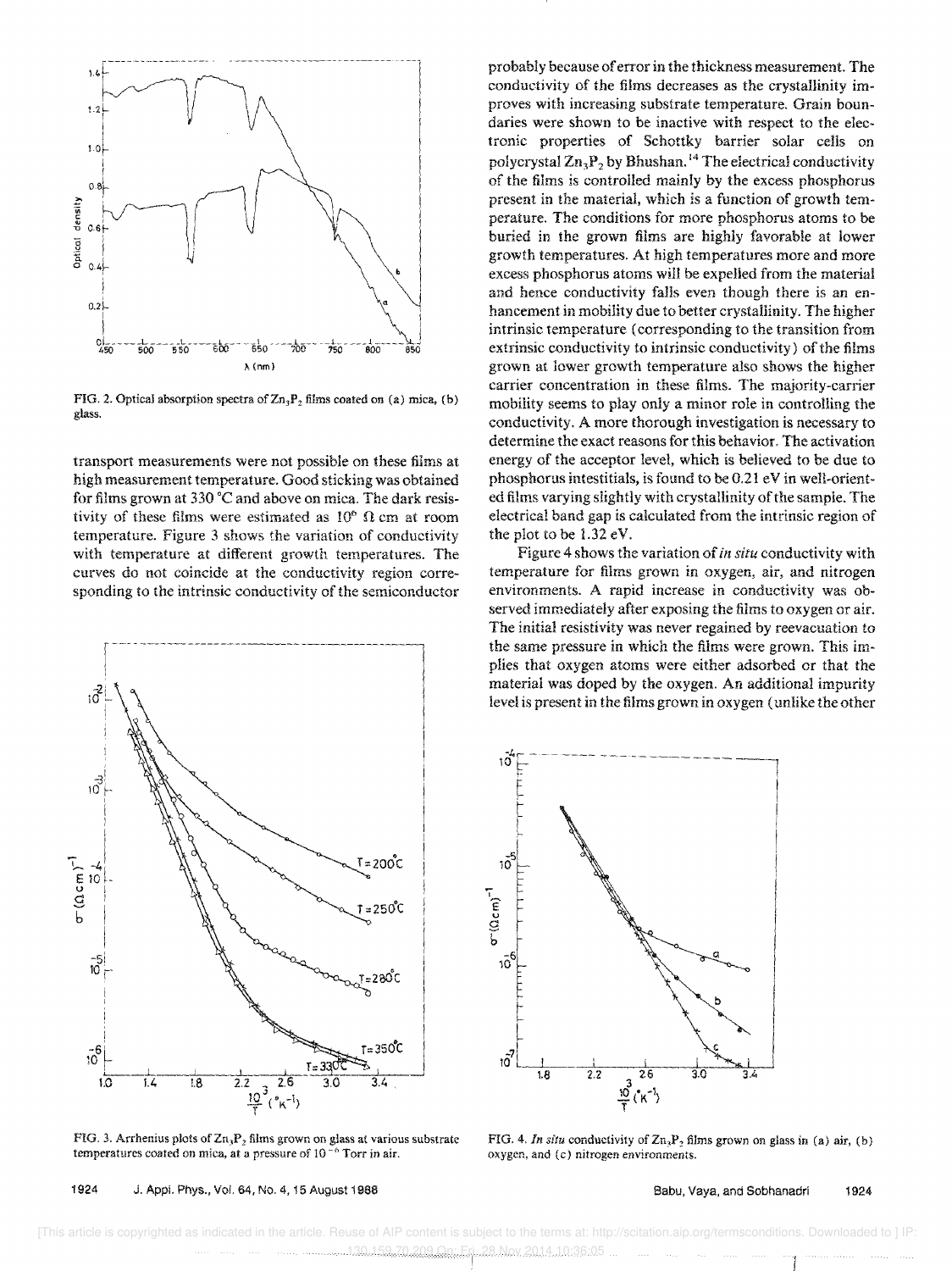FIG. 2. Optical absorption spectra of $Zn_3P_2$ films coated on (a) mica, (b) glass.

transport measurements were not possible on these films at high measurement temperature. Good sticking was obtained for films grown at 330 °C and above on mica. The dark resistivity of these films were estimated as $10^6$ Ω cm at room temperature. Figure 3 shows the variation of conductivity with temperature at different growth temperatures. The curves do not coincide at the conductivity region corresponding to the intrinsic conductivity of the semiconductor probably because of error in the thickness measurement. The conductivity of the films decreases as the crystallinity improves with increasing substrate temperature. Grain boundaries were shown to be inactive with respect to the electronic properties of Schottky barrier solar cells on polycrystal $Zn_3P_2$ by Bhushan.[14] The electrical conductivity of the films is controlled mainly by the excess phosphorus present in the material, which is a function of growth temperature. The conditions for more phosphorus atoms to be buried in the grown films are highly favorable at lower growth temperatures. At high temperatures more and more excess phosphorus atoms will be expelled from the material and hence conductivity falls even though there is an enhancement in mobility due to better crystallinity. The higher intrinsic temperature (corresponding to the transition from extrinsic conductivity to intrinsic conductivity) of the films grown at lower growth temperature also shows the higher carrier concentration in these films. The majority-carrier mobility seems to play only a minor role in controlling the conductivity. A more thorough investigation is necessary to determine the exact reasons for this behavior. The activation energy of the acceptor level, which is believed to be due to phosphorus intestitials, is found to be 0.21 eV in well-oriented films varying slightly with crystallinity of the sample. The electrical band gap is calculated from the intrinsic region of the plot to be 1.32 eV.

Figure 4 shows the variation of *in situ* conductivity with temperature for films grown in oxygen, air, and nitrogen environments. A rapid increase in conductivity was observed immediately after exposing the films to oxygen or air. The initial resistivity was never regained by reevacuation to the same pressure in which the films were grown. This implies that oxygen atoms were either adsorbed or that the material was doped by the oxygen. An additional impurity level is present in the films grown in oxygen (unlike the other

FIG. 3. Arrhenius plots of $Zn_3P_2$ films grown on glass at various substrate temperatures coated on mica, at a pressure of $10^{-6}$ Torr in air.

FIG. 4. *In situ* conductivity of $Zn_3P_2$ films grown on glass in (a) air, (b) oxygen, and (c) nitrogen environments.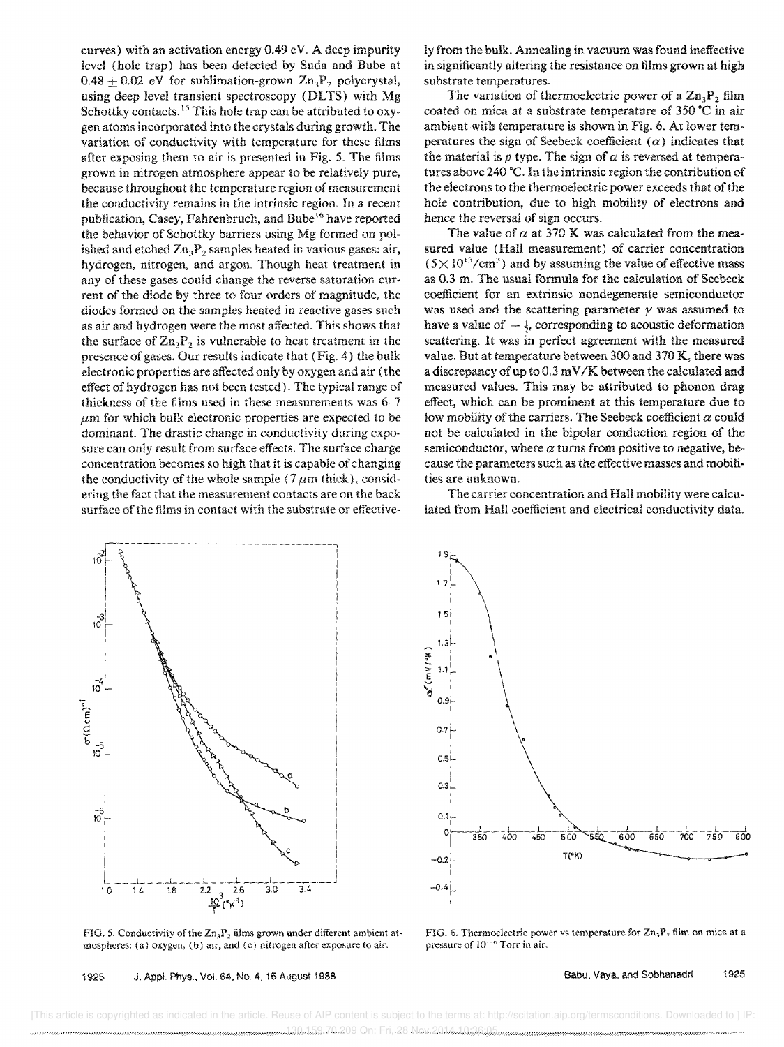curves) with an activation energy 0.49 eV. A deep impurity level (hole trap) has been detected by Suda and Bube at $0.48 \pm 0.02$ eV for sublimation-grown $Zn_3P_2$ polycrystal, using deep level transient spectroscopy (DLTS) with Mg Schottky contacts.[15] This hole trap can be attributed to oxygen atoms incorporated into the crystals during growth. The variation of conductivity with temperature for these films after exposing them to air is presented in Fig. 5. The films grown in nitrogen atmosphere appear to be relatively pure, because throughout the temperature region of measurement the conductivity remains in the intrinsic region. In a recent publication, Casey, Fahrenbruch, and Bube[16] have reported the behavior of Schottky barriers using Mg formed on polished and etched $Zn_3P_2$ samples heated in various gases: air, hydrogen, nitrogen, and argon. Though heat treatment in any of these gases could change the reverse saturation current of the diode by three to four orders of magnitude, the diodes formed on the samples heated in reactive gases such as air and hydrogen were the most affected. This shows that the surface of $Zn_3P_2$ is vulnerable to heat treatment in the presence of gases. Our results indicate that (Fig. 4) the bulk electronic properties are affected only by oxygen and air (the effect of hydrogen has not been tested). The typical range of thickness of the films used in these measurements was 6–7 $\mu$m for which bulk electronic properties are expected to be dominant. The drastic change in conductivity during exposure can only result from surface effects. The surface charge concentration becomes so high that it is capable of changing the conductivity of the whole sample (7 $\mu$m thick), considering the fact that the measurement contacts are on the back surface of the films in contact with the substrate or effectively from the bulk. Annealing in vacuum was found ineffective in significantly altering the resistance on films grown at high substrate temperatures.

The variation of thermoelectric power of a $Zn_3P_2$ film coated on mica at a substrate temperature of 350 °C in air ambient with temperature is shown in Fig. 6. At lower temperatures the sign of Seebeck coefficient ($\alpha$) indicates that the material is $p$ type. The sign of $\alpha$ is reversed at temperatures above 240 °C. In the intrinsic region the contribution of the electrons to the thermoelectric power exceeds that of the hole contribution, due to high mobility of electrons and hence the reversal of sign occurs.

The value of $\alpha$ at 370 K was calculated from the measured value (Hall measurement) of carrier concentration ($5\times 10^{13}/cm^3$) and by assuming the value of effective mass as 0.3 m. The usual formula for the calculation of Seebeck coefficient for an extrinsic nondegenerate semiconductor was used and the scattering parameter $\gamma$ was assumed to have a value of $-\frac{1}{2}$, corresponding to acoustic deformation scattering. It was in perfect agreement with the measured value. But at temperature between 300 and 370 K, there was a discrepancy of up to 0.3 mV/K between the calculated and measured values. This may be attributed to phonon drag effect, which can be prominent at this temperature due to low mobility of the carriers. The Seebeck coefficient $\alpha$ could not be calculated in the bipolar conduction region of the semiconductor, where $\alpha$ turns from positive to negative, because the parameters such as the effective masses and mobilities are unknown.

The carrier concentration and Hall mobility were calculated from Hall coefficient and electrical conductivity data.

FIG. 5. Conductivity of the $Zn_3P_2$ films grown under different ambient atmospheres: (a) oxygen, (b) air, and (c) nitrogen after exposure to air.

FIG. 6. Thermoelectric power vs temperature for $Zn_3P_2$ film on mica at a pressure of $10^{-6}$ Torr in air.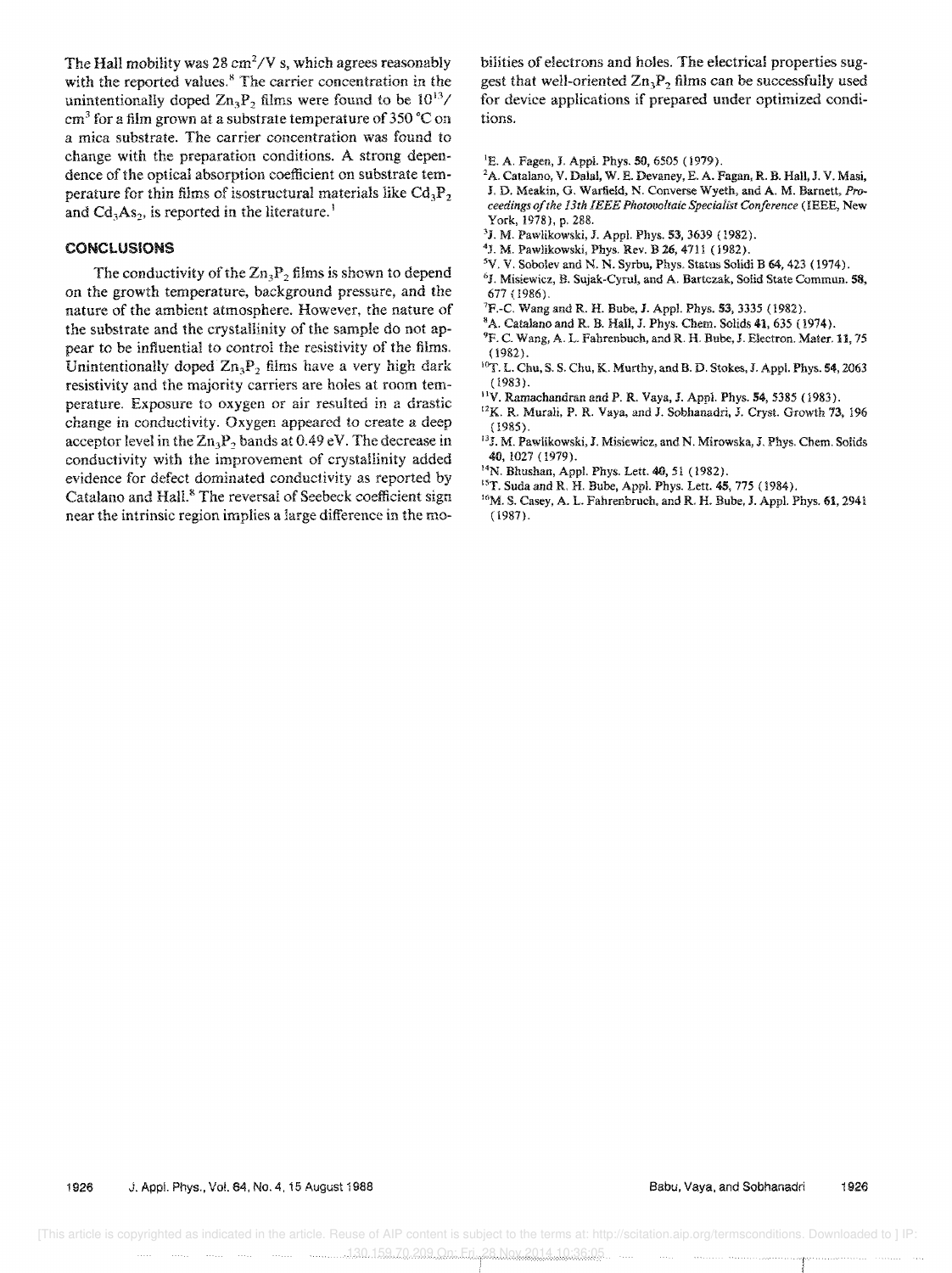The Hall mobility was 28 $cm^2/V$ s, which agrees reasonably with the reported values.[8] The carrier concentration in the unintentionally doped $Zn_3P_2$ films were found to be $10^{13}/cm^3$ for a film grown at a substrate temperature of 350 °C on a mica substrate. The carrier concentration was found to change with the preparation conditions. A strong dependence of the optical absorption coefficient on substrate temperature for thin films of isostructural materials like $Cd_3P_2$ and $Cd_3As_2$, is reported in the literature.[1]

## CONCLUSIONS

The conductivity of the $Zn_3P_2$ films is shown to depend on the growth temperature, background pressure, and the nature of the ambient atmosphere. However, the nature of the substrate and the crystallinity of the sample do not appear to be influential to control the resistivity of the films. Unintentionally doped $Zn_3P_2$ films have a very high dark resistivity and the majority carriers are holes at room temperature. Exposure to oxygen or air resulted in a drastic change in conductivity. Oxygen appeared to create a deep acceptor level in the $Zn_3P_2$ bands at 0.49 eV. The decrease in conductivity with the improvement of crystallinity added evidence for defect dominated conductivity as reported by Catalano and Hall.[8] The reversal of Seebeck coefficient sign near the intrinsic region implies a large difference in the mobilities of electrons and holes. The electrical properties suggest that well-oriented $Zn_3P_2$ films can be successfully used for device applications if prepared under optimized conditions.

[1] E. A. Fagen, J. Appl. Phys. **50**, 6505 (1979).
[2] A. Catalano, V. Dalal, W. E. Devaney, E. A. Fagan, R. B. Hall, J. V. Masi, J. D. Meakin, G. Warfield, N. Converse Wyeth, and A. M. Barnett, *Proceedings of the 13th IEEE Photovoltaic Specialist Conference* (IEEE, New York, 1978), p. 288.
[3] J. M. Pawlikowski, J. Appl. Phys. **53**, 3639 (1982).
[4] J. M. Pawlikowski, Phys. Rev. B **26**, 4711 (1982).
[5] V. V. Sobolev and N. N. Syrbu, Phys. Status Solidi B **64**, 423 (1974).
[6] J. Misiewicz, B. Sujak-Cyrul, and A. Bartczak, Solid State Commun. **58**, 677 (1986).
[7] F.-C. Wang and R. H. Bube, J. Appl. Phys. **53**, 3335 (1982).
[8] A. Catalano and R. B. Hall, J. Phys. Chem. Solids **41**, 635 (1974).
[9] F. C. Wang, A. L. Fahrenbuch, and R. H. Bube, J. Electron. Mater. **11**, 75 (1982).
[10] T. L. Chu, S. S. Chu, K. Murthy, and B. D. Stokes, J. Appl. Phys. **54**, 2063 (1983).
[11] V. Ramachandran and P. R. Vaya, J. Appl. Phys. **54**, 5385 (1983).
[12] K. R. Murali, P. R. Vaya, and J. Sobhanadri, J. Cryst. Growth **73**, 196 (1985).
[13] J. M. Pawlikowski, J. Misiewicz, and N. Mirowska, J. Phys. Chem. Solids **40**, 1027 (1979).
[14] N. Bhushan, Appl. Phys. Lett. **40**, 51 (1982).
[15] T. Suda and R. H. Bube, Appl. Phys. Lett. **45**, 775 (1984).
[16] M. S. Casey, A. L. Fahrenbruch, and R. H. Bube, J. Appl. Phys. **61**, 2941 (1987).